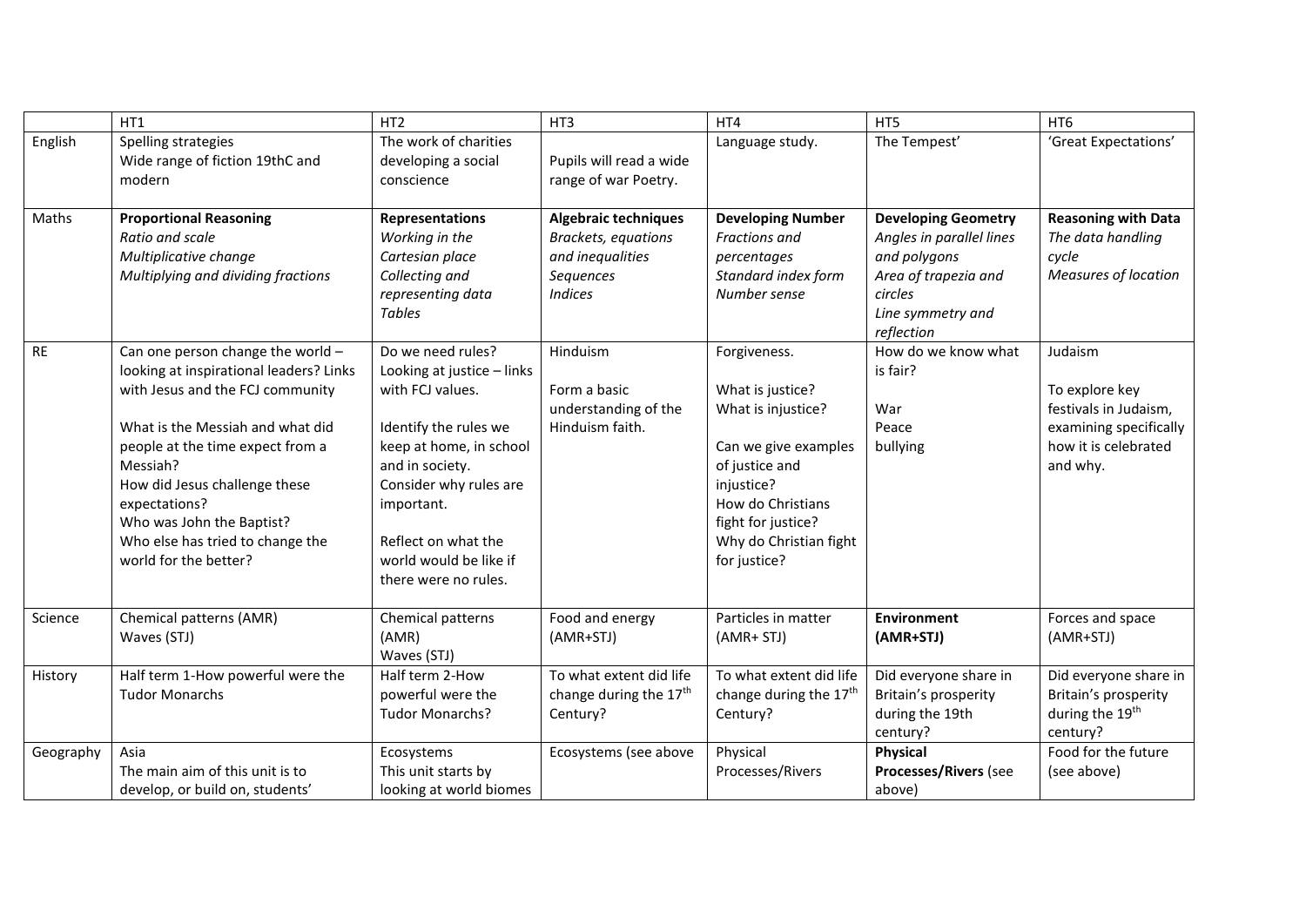| | HT1 | HT2 | HT3 | HT4 | HT5 | HT6 |
|---|---|---|---|---|---|---|
| English | Spelling strategies<br>Wide range of fiction 19thC and modern | The work of charities developing a social conscience | Pupils will read a wide range of war Poetry. | Language study. | The Tempest' | 'Great Expectations' |
| Maths | **Proportional Reasoning**<br>*Ratio and scale*<br>*Multiplicative change*<br>*Multiplying and dividing fractions* | **Representations**<br>*Working in the Cartesian place*<br>*Collecting and representing data*<br>*Tables* | **Algebraic techniques**<br>*Brackets, equations and inequalities*<br>*Sequences*<br>*Indices* | **Developing Number**<br>*Fractions and percentages*<br>*Standard index form*<br>*Number sense* | **Developing Geometry**<br>*Angles in parallel lines and polygons*<br>*Area of trapezia and circles*<br>*Line symmetry and reflection* | **Reasoning with Data**<br>*The data handling cycle*<br>*Measures of location* |
| RE | Can one person change the world – looking at inspirational leaders? Links with Jesus and the FCJ community<br><br>What is the Messiah and what did people at the time expect from a Messiah?<br>How did Jesus challenge these expectations?<br>Who was John the Baptist?<br>Who else has tried to change the world for the better? | Do we need rules?<br>Looking at justice – links with FCJ values.<br><br>Identify the rules we keep at home, in school and in society.<br>Consider why rules are important.<br><br>Reflect on what the world would be like if there were no rules. | Hinduism<br><br>Form a basic understanding of the Hinduism faith. | Forgiveness.<br><br>What is justice?<br>What is injustice?<br><br>Can we give examples of justice and injustice?<br>How do Christians fight for justice?<br>Why do Christian fight for justice? | How do we know what is fair?<br><br>War<br>Peace<br>bullying | Judaism<br><br>To explore key festivals in Judaism, examining specifically how it is celebrated and why. |
| Science | Chemical patterns (AMR)<br>Waves (STJ) | Chemical patterns (AMR)<br>Waves (STJ) | Food and energy (AMR+STJ) | Particles in matter (AMR+ STJ) | **Environment (AMR+STJ)** | Forces and space (AMR+STJ) |
| History | Half term 1-How powerful were the Tudor Monarchs | Half term 2-How powerful were the Tudor Monarchs? | To what extent did life change during the 17th Century? | To what extent did life change during the 17th Century? | Did everyone share in Britain's prosperity during the 19th century? | Did everyone share in Britain's prosperity during the 19th century? |
| Geography | Asia<br>The main aim of this unit is to develop, or build on, students' | Ecosystems<br>This unit starts by looking at world biomes | Ecosystems (see above | Physical Processes/Rivers | **Physical Processes/Rivers** (see above) | Food for the future (see above) |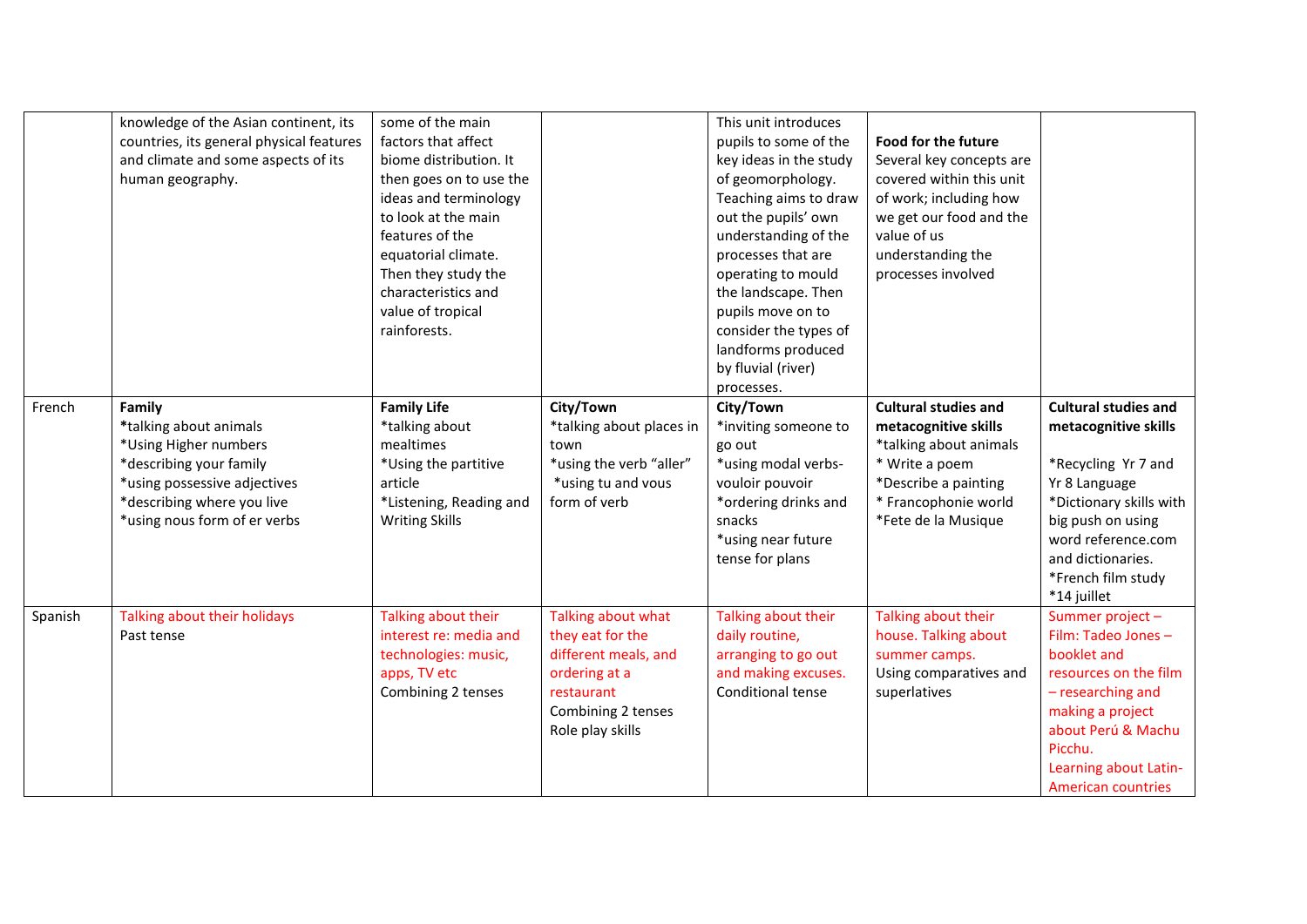|  |  |  |  |  |  |  |
|---|---|---|---|---|---|---|
|  | knowledge of the Asian continent, its countries, its general physical features and climate and some aspects of its human geography. | some of the main factors that affect biome distribution. It then goes on to use the ideas and terminology to look at the main features of the equatorial climate. Then they study the characteristics and value of tropical rainforests. |  | This unit introduces pupils to some of the key ideas in the study of geomorphology. Teaching aims to draw out the pupils' own understanding of the processes that are operating to mould the landscape. Then pupils move on to consider the types of landforms produced by fluvial (river) processes. | **Food for the future**<br>Several key concepts are covered within this unit of work; including how we get our food and the value of us understanding the processes involved |  |
| French | **Family**<br>*talking about animals<br>*Using Higher numbers<br>*describing your family<br>*using possessive adjectives<br>*describing where you live<br>*using nous form of er verbs | **Family Life**<br>*talking about mealtimes<br>*Using the partitive article<br>*Listening, Reading and Writing Skills | **City/Town**<br>*talking about places in town<br>*using the verb "aller"<br>*using tu and vous form of verb | **City/Town**<br>*inviting someone to go out<br>*using modal verbs- vouloir pouvoir<br>*ordering drinks and snacks<br>*using near future tense for plans | **Cultural studies and metacognitive skills**<br>*talking about animals<br>* Write a poem<br>*Describe a painting<br>* Francophonie world<br>*Fete de la Musique | **Cultural studies and metacognitive skills**<br><br>*Recycling Yr 7 and Yr 8 Language<br>*Dictionary skills with big push on using word reference.com and dictionaries.<br>*French film study<br>*14 juillet |
| Spanish | Talking about their holidays<br>Past tense | Talking about their interest re: media and technologies: music, apps, TV etc<br>Combining 2 tenses | Talking about what they eat for the different meals, and ordering at a restaurant<br>Combining 2 tenses<br>Role play skills | Talking about their daily routine, arranging to go out and making excuses.<br>Conditional tense | Talking about their house. Talking about summer camps.<br>Using comparatives and superlatives | Summer project – Film: Tadeo Jones – booklet and resources on the film – researching and making a project about Perú & Machu Picchu.<br>Learning about Latin-American countries |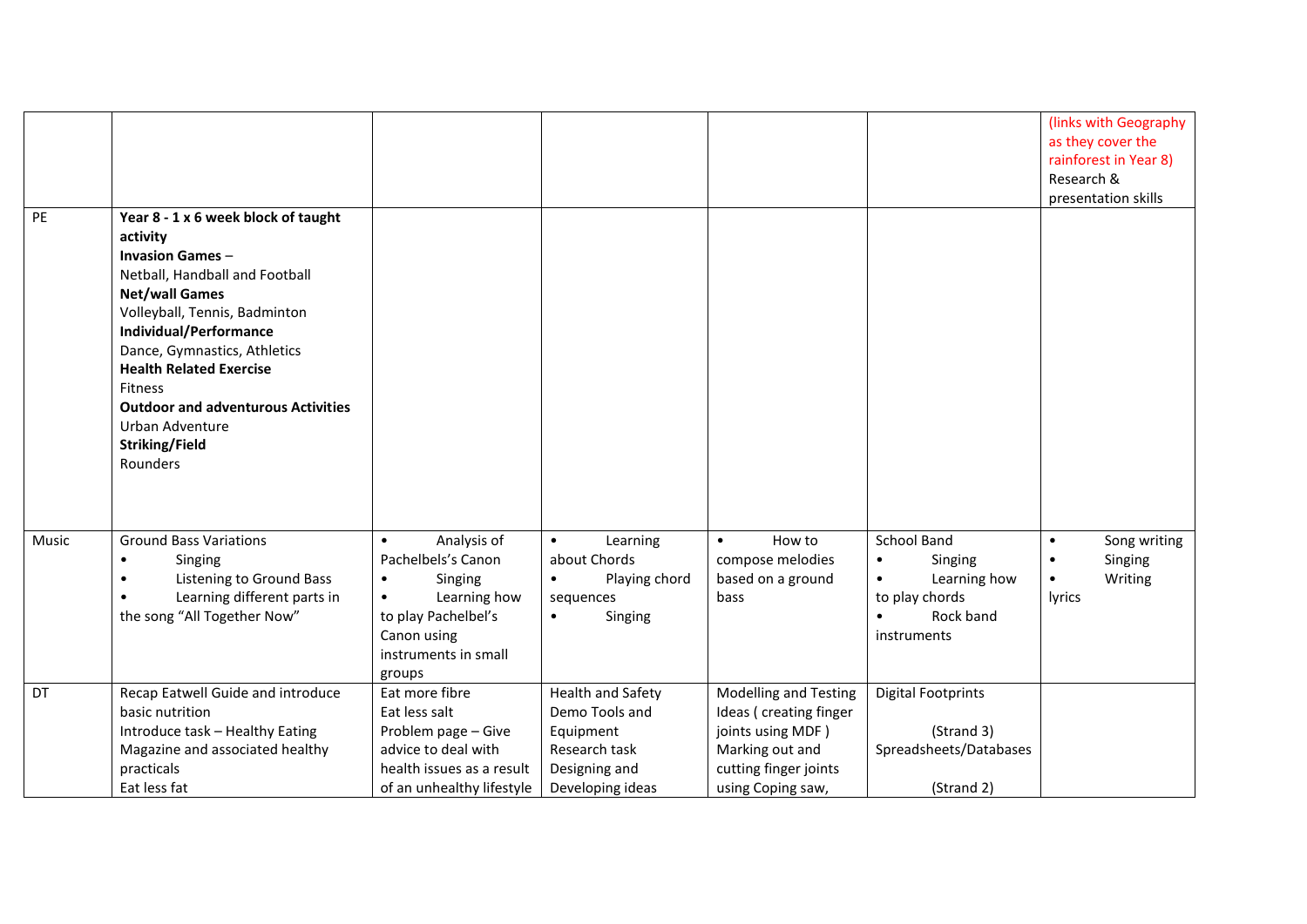| | | | | | | |
|---|---|---|---|---|---|---|
| | | | | | | (links with Geography as they cover the rainforest in Year 8) Research & presentation skills |
| PE | **Year 8 - 1 x 6 week block of taught activity**<br>**Invasion Games** –<br>Netball, Handball and Football<br>**Net/wall Games**<br>Volleyball, Tennis, Badminton<br>**Individual/Performance**<br>Dance, Gymnastics, Athletics<br>**Health Related Exercise**<br>Fitness<br>**Outdoor and adventurous Activities**<br>Urban Adventure<br>**Striking/Field**<br>Rounders | | | | | |
| Music | Ground Bass Variations<br>• Singing<br>• Listening to Ground Bass<br>• Learning different parts in the song "All Together Now" | • Analysis of Pachelbels's Canon<br>• Singing<br>• Learning how to play Pachelbel's Canon using instruments in small groups | • Learning about Chords<br>• Playing chord sequences<br>• Singing | • How to compose melodies based on a ground bass | School Band<br>• Singing<br>• Learning how to play chords<br>• Rock band instruments | • Song writing<br>• Singing<br>• Writing lyrics |
| DT | Recap Eatwell Guide and introduce basic nutrition<br>Introduce task – Healthy Eating Magazine and associated healthy practicals<br>Eat less fat | Eat more fibre<br>Eat less salt<br>Problem page – Give advice to deal with health issues as a result of an unhealthy lifestyle | Health and Safety<br>Demo Tools and Equipment<br>Research task<br>Designing and Developing ideas | Modelling and Testing Ideas ( creating finger joints using MDF )<br>Marking out and cutting finger joints using Coping saw, | Digital Footprints<br>(Strand 3)<br>Spreadsheets/Databases<br>(Strand 2) | |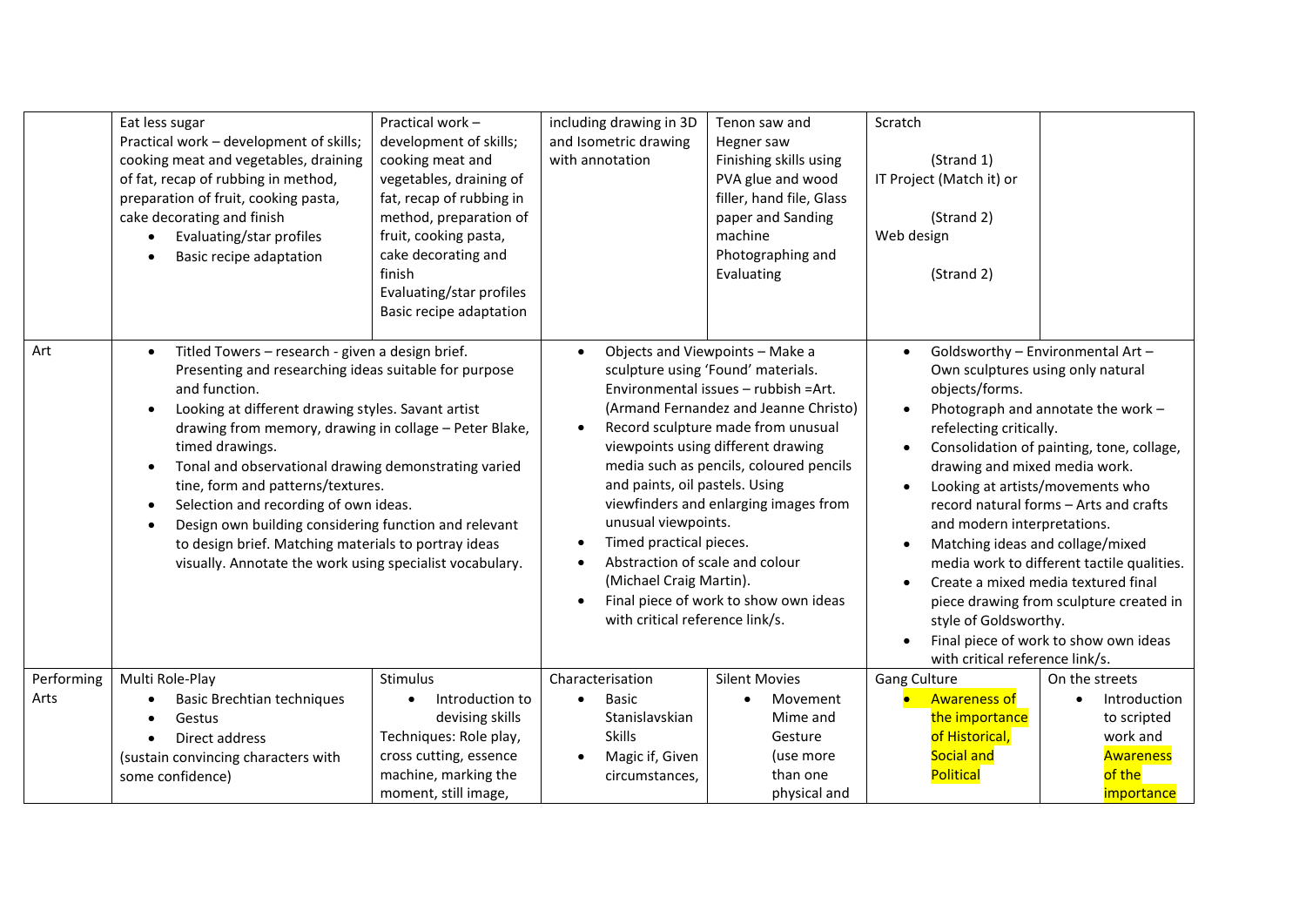| | | | | | | |
|---|---|---|---|---|---|---|
| | Eat less sugar<br>Practical work – development of skills; cooking meat and vegetables, draining of fat, recap of rubbing in method, preparation of fruit, cooking pasta, cake decorating and finish<br>• Evaluating/star profiles<br>• Basic recipe adaptation | Practical work – development of skills; cooking meat and vegetables, draining of fat, recap of rubbing in method, preparation of fruit, cooking pasta, cake decorating and finish<br>Evaluating/star profiles<br>Basic recipe adaptation | including drawing in 3D and Isometric drawing with annotation | Tenon saw and Hegner saw<br>Finishing skills using PVA glue and wood filler, hand file, Glass paper and Sanding machine<br>Photographing and Evaluating | Scratch<br>(Strand 1)<br>IT Project (Match it) or<br>(Strand 2)<br>Web design<br>(Strand 2) | |
| Art | • Titled Towers – research - given a design brief. Presenting and researching ideas suitable for purpose and function.<br>• Looking at different drawing styles. Savant artist drawing from memory, drawing in collage – Peter Blake, timed drawings.<br>• Tonal and observational drawing demonstrating varied tine, form and patterns/textures.<br>• Selection and recording of own ideas.<br>• Design own building considering function and relevant to design brief. Matching materials to portray ideas visually. Annotate the work using specialist vocabulary. | | • Objects and Viewpoints – Make a sculpture using 'Found' materials. Environmental issues – rubbish =Art. (Armand Fernandez and Jeanne Christo)<br>• Record sculpture made from unusual viewpoints using different drawing media such as pencils, coloured pencils and paints, oil pastels. Using viewfinders and enlarging images from unusual viewpoints.<br>• Timed practical pieces.<br>• Abstraction of scale and colour (Michael Craig Martin).<br>• Final piece of work to show own ideas with critical reference link/s. | | • Goldsworthy – Environmental Art – Own sculptures using only natural objects/forms.<br>• Photograph and annotate the work – refelecting critically.<br>• Consolidation of painting, tone, collage, drawing and mixed media work.<br>• Looking at artists/movements who record natural forms – Arts and crafts and modern interpretations.<br>• Matching ideas and collage/mixed media work to different tactile qualities.<br>• Create a mixed media textured final piece drawing from sculpture created in style of Goldsworthy.<br>• Final piece of work to show own ideas with critical reference link/s. | |
| Performing Arts | Multi Role-Play<br>• Basic Brechtian techniques<br>• Gestus<br>• Direct address<br>(sustain convincing characters with some confidence) | Stimulus<br>• Introduction to devising skills<br>Techniques: Role play, cross cutting, essence machine, marking the moment, still image, | Characterisation<br>• Basic Stanislavskian Skills<br>• Magic if, Given circumstances, | Silent Movies<br>• Movement Mime and Gesture (use more than one physical and | Gang Culture<br>• Awareness of the importance of Historical, Social and Political | On the streets<br>• Introduction to scripted work and Awareness of the importance |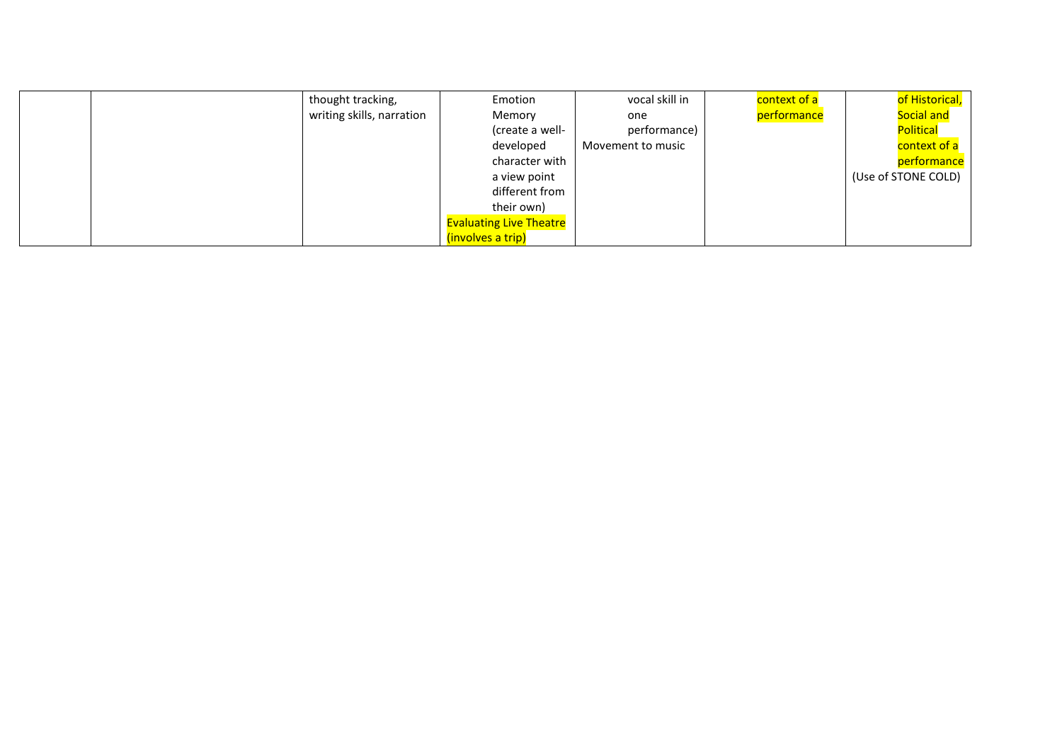| | | | | | | |
|---|---|---|---|---|---|---|
| | | thought tracking, writing skills, narration | Emotion Memory (create a well-developed character with a view point different from their own) Evaluating Live Theatre (involves a trip) | vocal skill in one performance) Movement to music | context of a performance | of Historical, Social and Political context of a performance (Use of STONE COLD) |